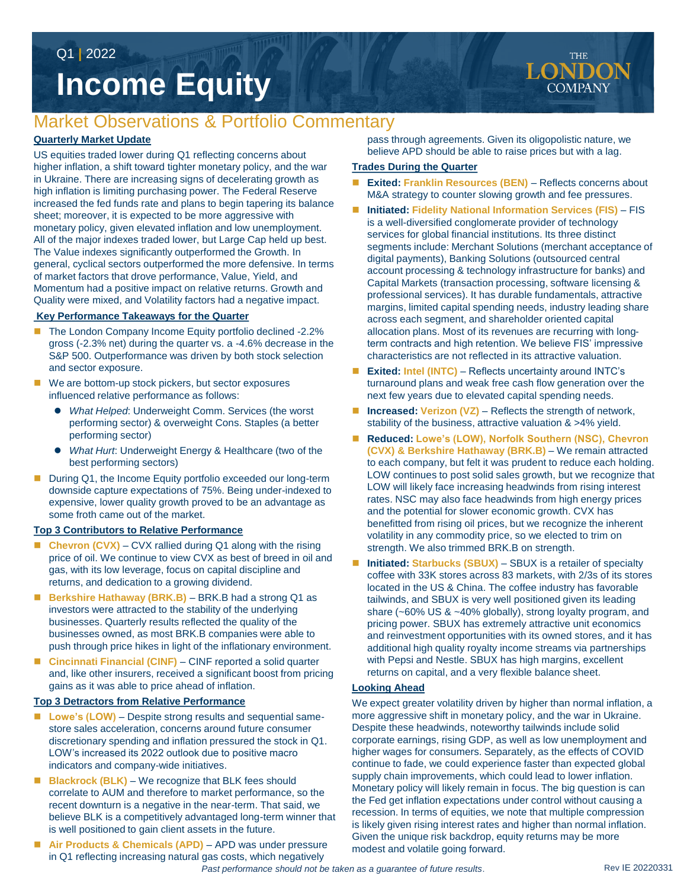Q1 | 2022

# Income Equity

THE LONDON COMPANY

## Market Observations & Portfolio Commentary

### Quarterly Market Update

US equities traded lower during Q1 reflecting concerns about higher inflation, a shift toward tighter monetary policy, and the war in Ukraine. There are increasing signs of decelerating growth as high inflation is limiting purchasing power. The Federal Reserve increased the fed funds rate and plans to begin tapering its balance sheet; moreover, it is expected to be more aggressive with monetary policy, given elevated inflation and low unemployment. All of the major indexes traded lower, but Large Cap held up best. The Value indexes significantly outperformed the Growth. In general, cyclical sectors outperformed the more defensive. In terms of market factors that drove performance, Value, Yield, and Momentum had a positive impact on relative returns. Growth and Quality were mixed, and Volatility factors had a negative impact.

### Key Performance Takeaways for the Quarter

- The London Company Income Equity portfolio declined -2.2% gross (-2.3% net) during the quarter vs. a -4.6% decrease in the S&P 500. Outperformance was driven by both stock selection and sector exposure.
- We are bottom-up stock pickers, but sector exposures influenced relative performance as follows:
  - *What Helped*: Underweight Comm. Services (the worst performing sector) & overweight Cons. Staples (a better performing sector)
  - *What Hurt*: Underweight Energy & Healthcare (two of the best performing sectors)
- During Q1, the Income Equity portfolio exceeded our long-term downside capture expectations of 75%. Being under-indexed to expensive, lower quality growth proved to be an advantage as some froth came out of the market.

### Top 3 Contributors to Relative Performance

- **Chevron (CVX)** – CVX rallied during Q1 along with the rising price of oil. We continue to view CVX as best of breed in oil and gas, with its low leverage, focus on capital discipline and returns, and dedication to a growing dividend.
- **Berkshire Hathaway (BRK.B)** – BRK.B had a strong Q1 as investors were attracted to the stability of the underlying businesses. Quarterly results reflected the quality of the businesses owned, as most BRK.B companies were able to push through price hikes in light of the inflationary environment.
- **Cincinnati Financial (CINF)** – CINF reported a solid quarter and, like other insurers, received a significant boost from pricing gains as it was able to price ahead of inflation.

### Top 3 Detractors from Relative Performance

- **Lowe's (LOW)** – Despite strong results and sequential same-store sales acceleration, concerns around future consumer discretionary spending and inflation pressured the stock in Q1. LOW's increased its 2022 outlook due to positive macro indicators and company-wide initiatives.
- **Blackrock (BLK)** – We recognize that BLK fees should correlate to AUM and therefore to market performance, so the recent downturn is a negative in the near-term. That said, we believe BLK is a competitively advantaged long-term winner that is well positioned to gain client assets in the future.
- **Air Products & Chemicals (APD)** – APD was under pressure in Q1 reflecting increasing natural gas costs, which negatively pass through agreements. Given its oligopolistic nature, we believe APD should be able to raise prices but with a lag.

### Trades During the Quarter

- **Exited: Franklin Resources (BEN)** – Reflects concerns about M&A strategy to counter slowing growth and fee pressures.
- **Initiated: Fidelity National Information Services (FIS)** – FIS is a well-diversified conglomerate provider of technology services for global financial institutions. Its three distinct segments include: Merchant Solutions (merchant acceptance of digital payments), Banking Solutions (outsourced central account processing & technology infrastructure for banks) and Capital Markets (transaction processing, software licensing & professional services). It has durable fundamentals, attractive margins, limited capital spending needs, industry leading share across each segment, and shareholder oriented capital allocation plans. Most of its revenues are recurring with long-term contracts and high retention. We believe FIS' impressive characteristics are not reflected in its attractive valuation.
- **Exited: Intel (INTC)** – Reflects uncertainty around INTC's turnaround plans and weak free cash flow generation over the next few years due to elevated capital spending needs.
- **Increased: Verizon (VZ)** – Reflects the strength of network, stability of the business, attractive valuation & >4% yield.
- **Reduced: Lowe's (LOW), Norfolk Southern (NSC), Chevron (CVX) & Berkshire Hathaway (BRK.B)** – We remain attracted to each company, but felt it was prudent to reduce each holding. LOW continues to post solid sales growth, but we recognize that LOW will likely face increasing headwinds from rising interest rates. NSC may also face headwinds from high energy prices and the potential for slower economic growth. CVX has benefitted from rising oil prices, but we recognize the inherent volatility in any commodity price, so we elected to trim on strength. We also trimmed BRK.B on strength.
- **Initiated: Starbucks (SBUX)** – SBUX is a retailer of specialty coffee with 33K stores across 83 markets, with 2/3s of its stores located in the US & China. The coffee industry has favorable tailwinds, and SBUX is very well positioned given its leading share (~60% US & ~40% globally), strong loyalty program, and pricing power. SBUX has extremely attractive unit economics and reinvestment opportunities with its owned stores, and it has additional high quality royalty income streams via partnerships with Pepsi and Nestle. SBUX has high margins, excellent returns on capital, and a very flexible balance sheet.

### Looking Ahead

We expect greater volatility driven by higher than normal inflation, a more aggressive shift in monetary policy, and the war in Ukraine. Despite these headwinds, noteworthy tailwinds include solid corporate earnings, rising GDP, as well as low unemployment and higher wages for consumers. Separately, as the effects of COVID continue to fade, we could experience faster than expected global supply chain improvements, which could lead to lower inflation. Monetary policy will likely remain in focus. The big question is can the Fed get inflation expectations under control without causing a recession. In terms of equities, we note that multiple compression is likely given rising interest rates and higher than normal inflation. Given the unique risk backdrop, equity returns may be more modest and volatile going forward.

*Past performance should not be taken as a guarantee of future results.*

Rev IE 20220331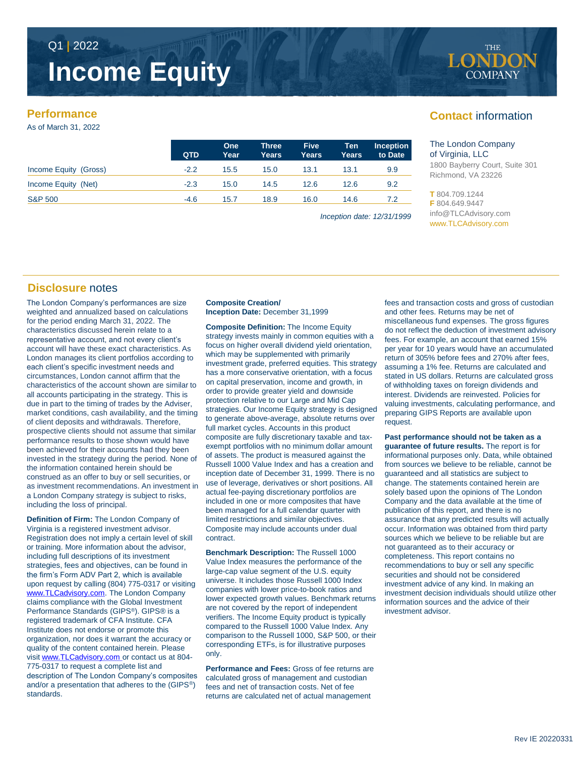Q1 | 2022

# Income Equity

THE LONDON COMPANY

## Performance

As of March 31, 2022

| | QTD | One Year | Three Years | Five Years | Ten Years | Inception to Date |
|---|---|---|---|---|---|---|
| Income Equity (Gross) | -2.2 | 15.5 | 15.0 | 13.1 | 13.1 | 9.9 |
| Income Equity (Net) | -2.3 | 15.0 | 14.5 | 12.6 | 12.6 | 9.2 |
| S&P 500 | -4.6 | 15.7 | 18.9 | 16.0 | 14.6 | 7.2 |

*Inception date: 12/31/1999*

## Contact information

The London Company
of Virginia, LLC
1800 Bayberry Court, Suite 301
Richmond, VA 23226

T 804.709.1244
F 804.649.9447
info@TLCAdvisory.com
www.TLCAdvisory.com

## Disclosure notes

The London Company's performances are size weighted and annualized based on calculations for the period ending March 31, 2022. The characteristics discussed herein relate to a representative account, and not every client's account will have these exact characteristics. As London manages its client portfolios according to each client's specific investment needs and circumstances, London cannot affirm that the characteristics of the account shown are similar to all accounts participating in the strategy. This is due in part to the timing of trades by the Adviser, market conditions, cash availability, and the timing of client deposits and withdrawals. Therefore, prospective clients should not assume that similar performance results to those shown would have been achieved for their accounts had they been invested in the strategy during the period. None of the information contained herein should be construed as an offer to buy or sell securities, or as investment recommendations. An investment in a London Company strategy is subject to risks, including the loss of principal.

**Definition of Firm:** The London Company of Virginia is a registered investment advisor. Registration does not imply a certain level of skill or training. More information about the advisor, including full descriptions of its investment strategies, fees and objectives, can be found in the firm's Form ADV Part 2, which is available upon request by calling (804) 775-0317 or visiting www.TLCadvisory.com. The London Company claims compliance with the Global Investment Performance Standards (GIPS®). GIPS® is a registered trademark of CFA Institute. CFA Institute does not endorse or promote this organization, nor does it warrant the accuracy or quality of the content contained herein. Please visit www.TLCadvisory.com or contact us at 804-775-0317 to request a complete list and description of The London Company's composites and/or a presentation that adheres to the (GIPS®) standards.

**Composite Creation/ Inception Date:** December 31,1999

**Composite Definition:** The Income Equity strategy invests mainly in common equities with a focus on higher overall dividend yield orientation, which may be supplemented with primarily investment grade, preferred equities. This strategy has a more conservative orientation, with a focus on capital preservation, income and growth, in order to provide greater yield and downside protection relative to our Large and Mid Cap strategies. Our Income Equity strategy is designed to generate above-average, absolute returns over full market cycles. Accounts in this product composite are fully discretionary taxable and tax-exempt portfolios with no minimum dollar amount of assets. The product is measured against the Russell 1000 Value Index and has a creation and inception date of December 31, 1999. There is no use of leverage, derivatives or short positions. All actual fee-paying discretionary portfolios are included in one or more composites that have been managed for a full calendar quarter with limited restrictions and similar objectives. Composite may include accounts under dual contract.

**Benchmark Description:** The Russell 1000 Value Index measures the performance of the large-cap value segment of the U.S. equity universe. It includes those Russell 1000 Index companies with lower price-to-book ratios and lower expected growth values. Benchmark returns are not covered by the report of independent verifiers. The Income Equity product is typically compared to the Russell 1000 Value Index. Any comparison to the Russell 1000, S&P 500, or their corresponding ETFs, is for illustrative purposes only.

**Performance and Fees:** Gross of fee returns are calculated gross of management and custodian fees and net of transaction costs. Net of fee returns are calculated net of actual management fees and transaction costs and gross of custodian and other fees. Returns may be net of miscellaneous fund expenses. The gross figures do not reflect the deduction of investment advisory fees. For example, an account that earned 15% per year for 10 years would have an accumulated return of 305% before fees and 270% after fees, assuming a 1% fee. Returns are calculated and stated in US dollars. Returns are calculated gross of withholding taxes on foreign dividends and interest. Dividends are reinvested. Policies for valuing investments, calculating performance, and preparing GIPS Reports are available upon request.

**Past performance should not be taken as a guarantee of future results.** The report is for informational purposes only. Data, while obtained from sources we believe to be reliable, cannot be guaranteed and all statistics are subject to change. The statements contained herein are solely based upon the opinions of The London Company and the data available at the time of publication of this report, and there is no assurance that any predicted results will actually occur. Information was obtained from third party sources which we believe to be reliable but are not guaranteed as to their accuracy or completeness. This report contains no recommendations to buy or sell any specific securities and should not be considered investment advice of any kind. In making an investment decision individuals should utilize other information sources and the advice of their investment advisor.

Rev IE 20220331